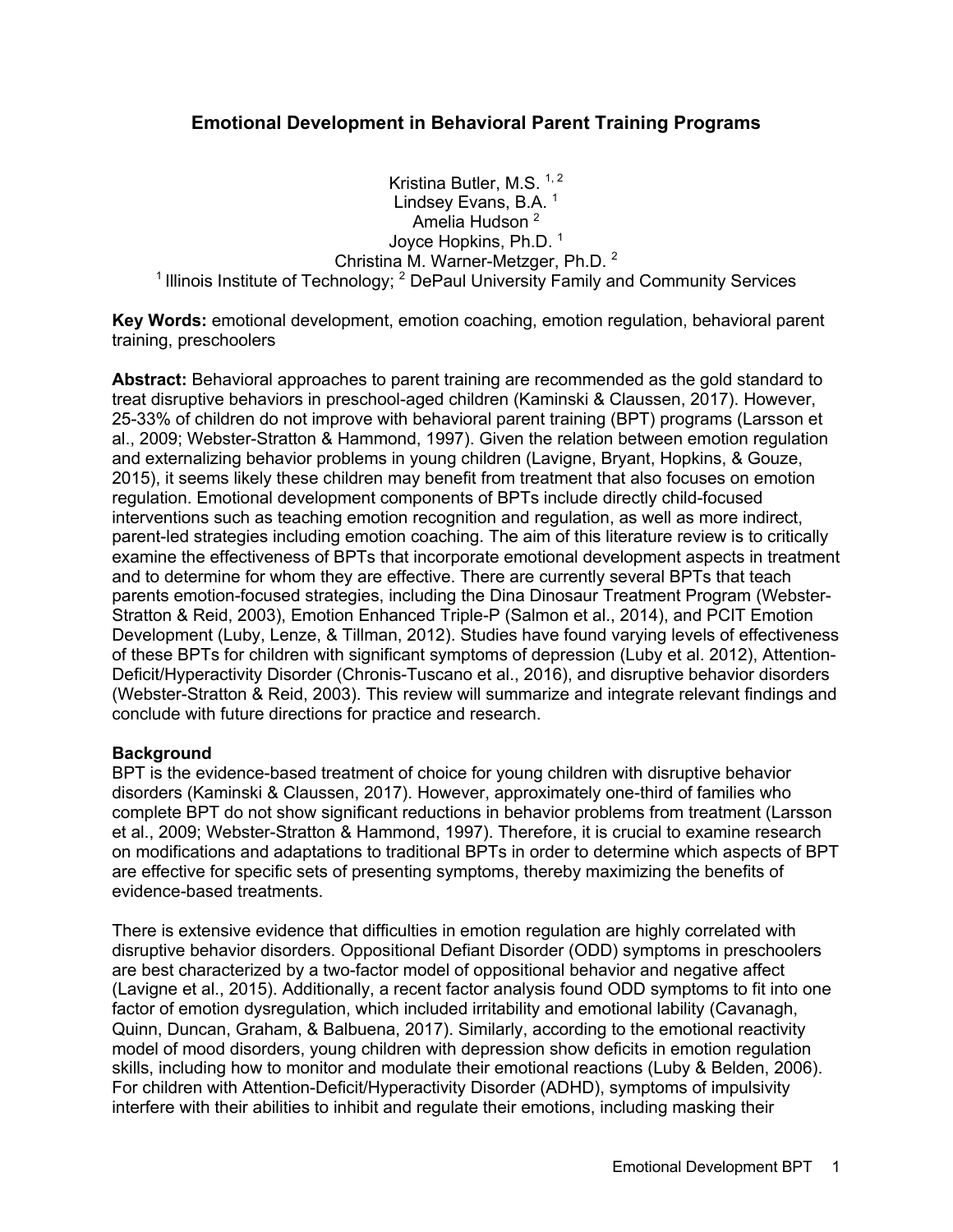# Emotional Development in Behavioral Parent Training Programs

Kristina Butler, M.S. [1, 2]
Lindsey Evans, B.A. [1]
Amelia Hudson [2]
Joyce Hopkins, Ph.D. [1]
Christina M. Warner-Metzger, Ph.D. [2]
[1] Illinois Institute of Technology; [2] DePaul University Family and Community Services

**Key Words:** emotional development, emotion coaching, emotion regulation, behavioral parent training, preschoolers

**Abstract:** Behavioral approaches to parent training are recommended as the gold standard to treat disruptive behaviors in preschool-aged children (Kaminski & Claussen, 2017). However, 25-33% of children do not improve with behavioral parent training (BPT) programs (Larsson et al., 2009; Webster-Stratton & Hammond, 1997). Given the relation between emotion regulation and externalizing behavior problems in young children (Lavigne, Bryant, Hopkins, & Gouze, 2015), it seems likely these children may benefit from treatment that also focuses on emotion regulation. Emotional development components of BPTs include directly child-focused interventions such as teaching emotion recognition and regulation, as well as more indirect, parent-led strategies including emotion coaching. The aim of this literature review is to critically examine the effectiveness of BPTs that incorporate emotional development aspects in treatment and to determine for whom they are effective. There are currently several BPTs that teach parents emotion-focused strategies, including the Dina Dinosaur Treatment Program (Webster-Stratton & Reid, 2003), Emotion Enhanced Triple-P (Salmon et al., 2014), and PCIT Emotion Development (Luby, Lenze, & Tillman, 2012). Studies have found varying levels of effectiveness of these BPTs for children with significant symptoms of depression (Luby et al. 2012), Attention-Deficit/Hyperactivity Disorder (Chronis-Tuscano et al., 2016), and disruptive behavior disorders (Webster-Stratton & Reid, 2003). This review will summarize and integrate relevant findings and conclude with future directions for practice and research.

## Background

BPT is the evidence-based treatment of choice for young children with disruptive behavior disorders (Kaminski & Claussen, 2017). However, approximately one-third of families who complete BPT do not show significant reductions in behavior problems from treatment (Larsson et al., 2009; Webster-Stratton & Hammond, 1997). Therefore, it is crucial to examine research on modifications and adaptations to traditional BPTs in order to determine which aspects of BPT are effective for specific sets of presenting symptoms, thereby maximizing the benefits of evidence-based treatments.

There is extensive evidence that difficulties in emotion regulation are highly correlated with disruptive behavior disorders. Oppositional Defiant Disorder (ODD) symptoms in preschoolers are best characterized by a two-factor model of oppositional behavior and negative affect (Lavigne et al., 2015). Additionally, a recent factor analysis found ODD symptoms to fit into one factor of emotion dysregulation, which included irritability and emotional lability (Cavanagh, Quinn, Duncan, Graham, & Balbuena, 2017). Similarly, according to the emotional reactivity model of mood disorders, young children with depression show deficits in emotion regulation skills, including how to monitor and modulate their emotional reactions (Luby & Belden, 2006). For children with Attention-Deficit/Hyperactivity Disorder (ADHD), symptoms of impulsivity interfere with their abilities to inhibit and regulate their emotions, including masking their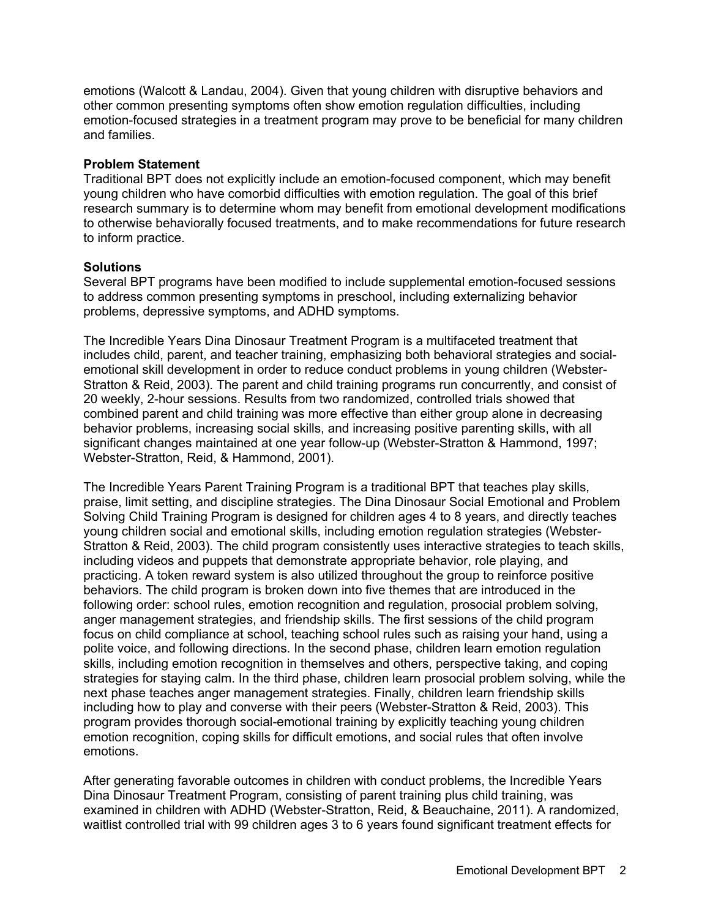emotions (Walcott & Landau, 2004). Given that young children with disruptive behaviors and other common presenting symptoms often show emotion regulation difficulties, including emotion-focused strategies in a treatment program may prove to be beneficial for many children and families.

**Problem Statement**

Traditional BPT does not explicitly include an emotion-focused component, which may benefit young children who have comorbid difficulties with emotion regulation. The goal of this brief research summary is to determine whom may benefit from emotional development modifications to otherwise behaviorally focused treatments, and to make recommendations for future research to inform practice.

**Solutions**

Several BPT programs have been modified to include supplemental emotion-focused sessions to address common presenting symptoms in preschool, including externalizing behavior problems, depressive symptoms, and ADHD symptoms.

The Incredible Years Dina Dinosaur Treatment Program is a multifaceted treatment that includes child, parent, and teacher training, emphasizing both behavioral strategies and social-emotional skill development in order to reduce conduct problems in young children (Webster-Stratton & Reid, 2003). The parent and child training programs run concurrently, and consist of 20 weekly, 2-hour sessions. Results from two randomized, controlled trials showed that combined parent and child training was more effective than either group alone in decreasing behavior problems, increasing social skills, and increasing positive parenting skills, with all significant changes maintained at one year follow-up (Webster-Stratton & Hammond, 1997; Webster-Stratton, Reid, & Hammond, 2001).

The Incredible Years Parent Training Program is a traditional BPT that teaches play skills, praise, limit setting, and discipline strategies. The Dina Dinosaur Social Emotional and Problem Solving Child Training Program is designed for children ages 4 to 8 years, and directly teaches young children social and emotional skills, including emotion regulation strategies (Webster-Stratton & Reid, 2003). The child program consistently uses interactive strategies to teach skills, including videos and puppets that demonstrate appropriate behavior, role playing, and practicing. A token reward system is also utilized throughout the group to reinforce positive behaviors. The child program is broken down into five themes that are introduced in the following order: school rules, emotion recognition and regulation, prosocial problem solving, anger management strategies, and friendship skills. The first sessions of the child program focus on child compliance at school, teaching school rules such as raising your hand, using a polite voice, and following directions. In the second phase, children learn emotion regulation skills, including emotion recognition in themselves and others, perspective taking, and coping strategies for staying calm. In the third phase, children learn prosocial problem solving, while the next phase teaches anger management strategies. Finally, children learn friendship skills including how to play and converse with their peers (Webster-Stratton & Reid, 2003). This program provides thorough social-emotional training by explicitly teaching young children emotion recognition, coping skills for difficult emotions, and social rules that often involve emotions.

After generating favorable outcomes in children with conduct problems, the Incredible Years Dina Dinosaur Treatment Program, consisting of parent training plus child training, was examined in children with ADHD (Webster-Stratton, Reid, & Beauchaine, 2011). A randomized, waitlist controlled trial with 99 children ages 3 to 6 years found significant treatment effects for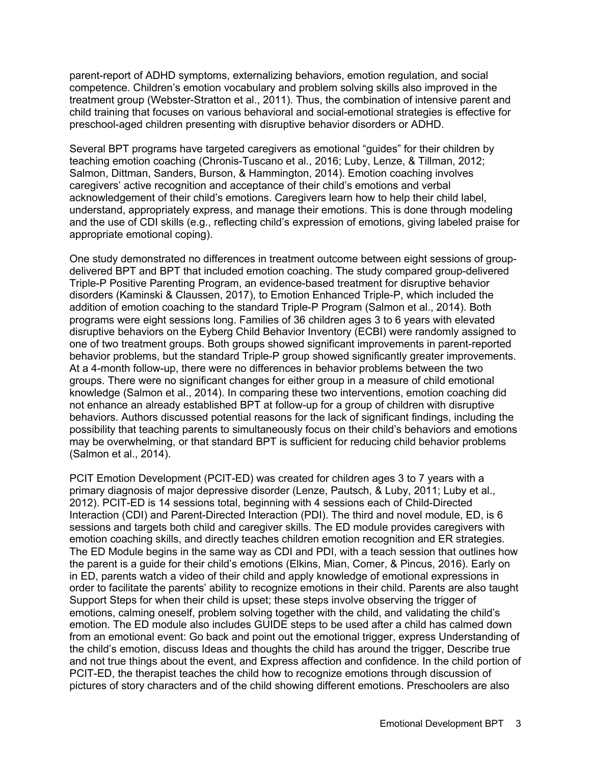parent-report of ADHD symptoms, externalizing behaviors, emotion regulation, and social competence. Children's emotion vocabulary and problem solving skills also improved in the treatment group (Webster-Stratton et al., 2011). Thus, the combination of intensive parent and child training that focuses on various behavioral and social-emotional strategies is effective for preschool-aged children presenting with disruptive behavior disorders or ADHD.

Several BPT programs have targeted caregivers as emotional "guides" for their children by teaching emotion coaching (Chronis-Tuscano et al., 2016; Luby, Lenze, & Tillman, 2012; Salmon, Dittman, Sanders, Burson, & Hammington, 2014). Emotion coaching involves caregivers' active recognition and acceptance of their child's emotions and verbal acknowledgement of their child's emotions. Caregivers learn how to help their child label, understand, appropriately express, and manage their emotions. This is done through modeling and the use of CDI skills (e.g., reflecting child's expression of emotions, giving labeled praise for appropriate emotional coping).

One study demonstrated no differences in treatment outcome between eight sessions of group-delivered BPT and BPT that included emotion coaching. The study compared group-delivered Triple-P Positive Parenting Program, an evidence-based treatment for disruptive behavior disorders (Kaminski & Claussen, 2017), to Emotion Enhanced Triple-P, which included the addition of emotion coaching to the standard Triple-P Program (Salmon et al., 2014). Both programs were eight sessions long. Families of 36 children ages 3 to 6 years with elevated disruptive behaviors on the Eyberg Child Behavior Inventory (ECBI) were randomly assigned to one of two treatment groups. Both groups showed significant improvements in parent-reported behavior problems, but the standard Triple-P group showed significantly greater improvements. At a 4-month follow-up, there were no differences in behavior problems between the two groups. There were no significant changes for either group in a measure of child emotional knowledge (Salmon et al., 2014). In comparing these two interventions, emotion coaching did not enhance an already established BPT at follow-up for a group of children with disruptive behaviors. Authors discussed potential reasons for the lack of significant findings, including the possibility that teaching parents to simultaneously focus on their child's behaviors and emotions may be overwhelming, or that standard BPT is sufficient for reducing child behavior problems (Salmon et al., 2014).

PCIT Emotion Development (PCIT-ED) was created for children ages 3 to 7 years with a primary diagnosis of major depressive disorder (Lenze, Pautsch, & Luby, 2011; Luby et al., 2012). PCIT-ED is 14 sessions total, beginning with 4 sessions each of Child-Directed Interaction (CDI) and Parent-Directed Interaction (PDI). The third and novel module, ED, is 6 sessions and targets both child and caregiver skills. The ED module provides caregivers with emotion coaching skills, and directly teaches children emotion recognition and ER strategies. The ED Module begins in the same way as CDI and PDI, with a teach session that outlines how the parent is a guide for their child's emotions (Elkins, Mian, Comer, & Pincus, 2016). Early on in ED, parents watch a video of their child and apply knowledge of emotional expressions in order to facilitate the parents' ability to recognize emotions in their child. Parents are also taught Support Steps for when their child is upset; these steps involve observing the trigger of emotions, calming oneself, problem solving together with the child, and validating the child's emotion. The ED module also includes GUIDE steps to be used after a child has calmed down from an emotional event: Go back and point out the emotional trigger, express Understanding of the child's emotion, discuss Ideas and thoughts the child has around the trigger, Describe true and not true things about the event, and Express affection and confidence. In the child portion of PCIT-ED, the therapist teaches the child how to recognize emotions through discussion of pictures of story characters and of the child showing different emotions. Preschoolers are also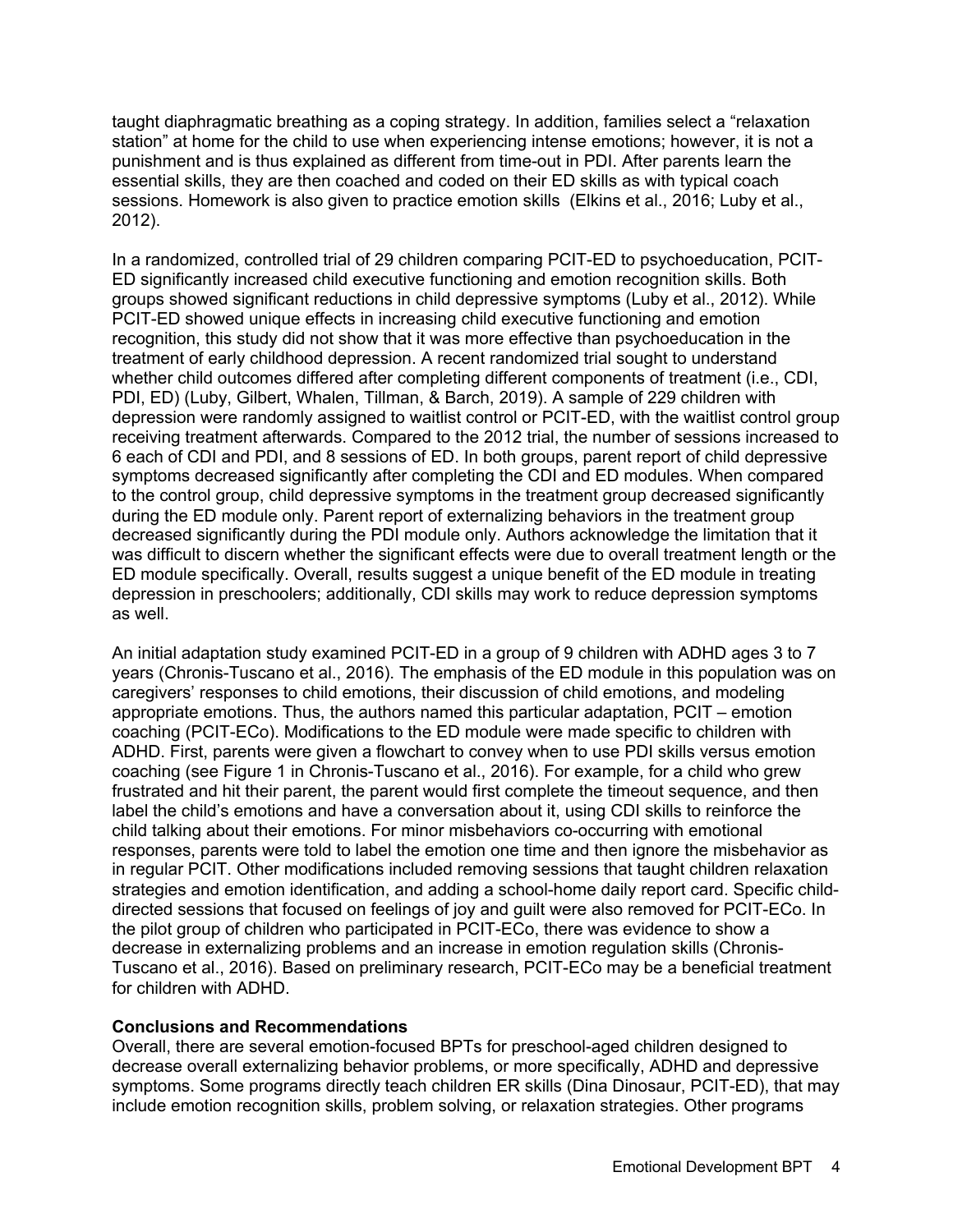taught diaphragmatic breathing as a coping strategy. In addition, families select a "relaxation station" at home for the child to use when experiencing intense emotions; however, it is not a punishment and is thus explained as different from time-out in PDI. After parents learn the essential skills, they are then coached and coded on their ED skills as with typical coach sessions. Homework is also given to practice emotion skills (Elkins et al., 2016; Luby et al., 2012).

In a randomized, controlled trial of 29 children comparing PCIT-ED to psychoeducation, PCIT-ED significantly increased child executive functioning and emotion recognition skills. Both groups showed significant reductions in child depressive symptoms (Luby et al., 2012). While PCIT-ED showed unique effects in increasing child executive functioning and emotion recognition, this study did not show that it was more effective than psychoeducation in the treatment of early childhood depression. A recent randomized trial sought to understand whether child outcomes differed after completing different components of treatment (i.e., CDI, PDI, ED) (Luby, Gilbert, Whalen, Tillman, & Barch, 2019). A sample of 229 children with depression were randomly assigned to waitlist control or PCIT-ED, with the waitlist control group receiving treatment afterwards. Compared to the 2012 trial, the number of sessions increased to 6 each of CDI and PDI, and 8 sessions of ED. In both groups, parent report of child depressive symptoms decreased significantly after completing the CDI and ED modules. When compared to the control group, child depressive symptoms in the treatment group decreased significantly during the ED module only. Parent report of externalizing behaviors in the treatment group decreased significantly during the PDI module only. Authors acknowledge the limitation that it was difficult to discern whether the significant effects were due to overall treatment length or the ED module specifically. Overall, results suggest a unique benefit of the ED module in treating depression in preschoolers; additionally, CDI skills may work to reduce depression symptoms as well.

An initial adaptation study examined PCIT-ED in a group of 9 children with ADHD ages 3 to 7 years (Chronis-Tuscano et al., 2016). The emphasis of the ED module in this population was on caregivers' responses to child emotions, their discussion of child emotions, and modeling appropriate emotions. Thus, the authors named this particular adaptation, PCIT – emotion coaching (PCIT-ECo). Modifications to the ED module were made specific to children with ADHD. First, parents were given a flowchart to convey when to use PDI skills versus emotion coaching (see Figure 1 in Chronis-Tuscano et al., 2016). For example, for a child who grew frustrated and hit their parent, the parent would first complete the timeout sequence, and then label the child's emotions and have a conversation about it, using CDI skills to reinforce the child talking about their emotions. For minor misbehaviors co-occurring with emotional responses, parents were told to label the emotion one time and then ignore the misbehavior as in regular PCIT. Other modifications included removing sessions that taught children relaxation strategies and emotion identification, and adding a school-home daily report card. Specific child-directed sessions that focused on feelings of joy and guilt were also removed for PCIT-ECo. In the pilot group of children who participated in PCIT-ECo, there was evidence to show a decrease in externalizing problems and an increase in emotion regulation skills (Chronis-Tuscano et al., 2016). Based on preliminary research, PCIT-ECo may be a beneficial treatment for children with ADHD.

**Conclusions and Recommendations**

Overall, there are several emotion-focused BPTs for preschool-aged children designed to decrease overall externalizing behavior problems, or more specifically, ADHD and depressive symptoms. Some programs directly teach children ER skills (Dina Dinosaur, PCIT-ED), that may include emotion recognition skills, problem solving, or relaxation strategies. Other programs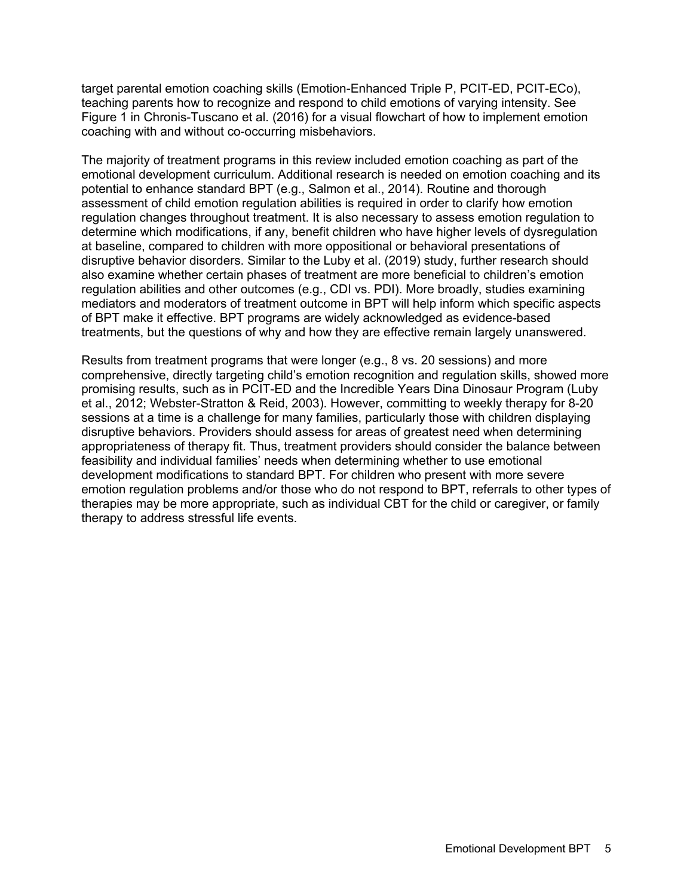target parental emotion coaching skills (Emotion-Enhanced Triple P, PCIT-ED, PCIT-ECo), teaching parents how to recognize and respond to child emotions of varying intensity. See Figure 1 in Chronis-Tuscano et al. (2016) for a visual flowchart of how to implement emotion coaching with and without co-occurring misbehaviors.

The majority of treatment programs in this review included emotion coaching as part of the emotional development curriculum. Additional research is needed on emotion coaching and its potential to enhance standard BPT (e.g., Salmon et al., 2014). Routine and thorough assessment of child emotion regulation abilities is required in order to clarify how emotion regulation changes throughout treatment. It is also necessary to assess emotion regulation to determine which modifications, if any, benefit children who have higher levels of dysregulation at baseline, compared to children with more oppositional or behavioral presentations of disruptive behavior disorders. Similar to the Luby et al. (2019) study, further research should also examine whether certain phases of treatment are more beneficial to children's emotion regulation abilities and other outcomes (e.g., CDI vs. PDI). More broadly, studies examining mediators and moderators of treatment outcome in BPT will help inform which specific aspects of BPT make it effective. BPT programs are widely acknowledged as evidence-based treatments, but the questions of why and how they are effective remain largely unanswered.

Results from treatment programs that were longer (e.g., 8 vs. 20 sessions) and more comprehensive, directly targeting child's emotion recognition and regulation skills, showed more promising results, such as in PCIT-ED and the Incredible Years Dina Dinosaur Program (Luby et al., 2012; Webster-Stratton & Reid, 2003). However, committing to weekly therapy for 8-20 sessions at a time is a challenge for many families, particularly those with children displaying disruptive behaviors. Providers should assess for areas of greatest need when determining appropriateness of therapy fit. Thus, treatment providers should consider the balance between feasibility and individual families' needs when determining whether to use emotional development modifications to standard BPT. For children who present with more severe emotion regulation problems and/or those who do not respond to BPT, referrals to other types of therapies may be more appropriate, such as individual CBT for the child or caregiver, or family therapy to address stressful life events.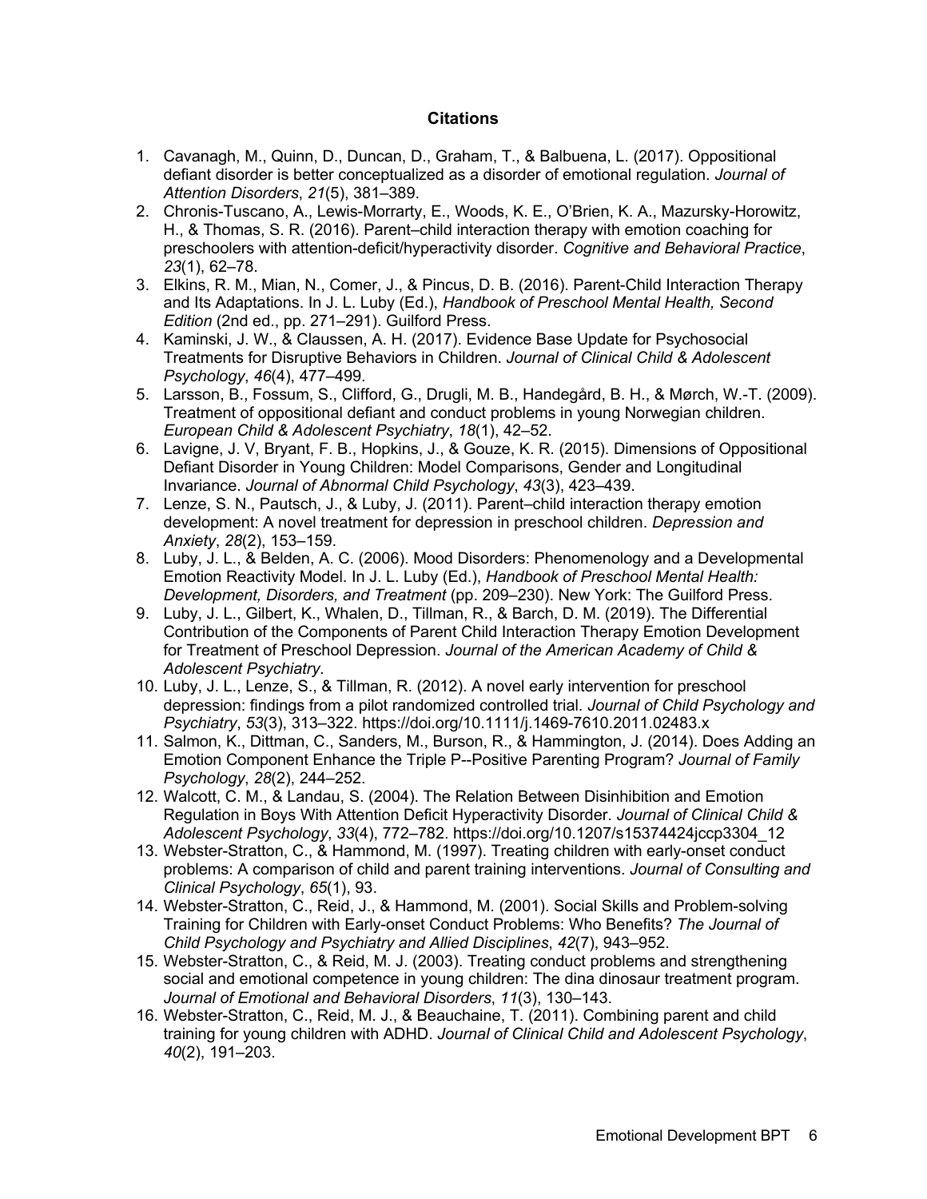## Citations

1. Cavanagh, M., Quinn, D., Duncan, D., Graham, T., & Balbuena, L. (2017). Oppositional defiant disorder is better conceptualized as a disorder of emotional regulation. *Journal of Attention Disorders*, *21*(5), 381–389.
2. Chronis-Tuscano, A., Lewis-Morrarty, E., Woods, K. E., O'Brien, K. A., Mazursky-Horowitz, H., & Thomas, S. R. (2016). Parent–child interaction therapy with emotion coaching for preschoolers with attention-deficit/hyperactivity disorder. *Cognitive and Behavioral Practice*, *23*(1), 62–78.
3. Elkins, R. M., Mian, N., Comer, J., & Pincus, D. B. (2016). Parent-Child Interaction Therapy and Its Adaptations. In J. L. Luby (Ed.), *Handbook of Preschool Mental Health, Second Edition* (2nd ed., pp. 271–291). Guilford Press.
4. Kaminski, J. W., & Claussen, A. H. (2017). Evidence Base Update for Psychosocial Treatments for Disruptive Behaviors in Children. *Journal of Clinical Child & Adolescent Psychology*, *46*(4), 477–499.
5. Larsson, B., Fossum, S., Clifford, G., Drugli, M. B., Handegård, B. H., & Mørch, W.-T. (2009). Treatment of oppositional defiant and conduct problems in young Norwegian children. *European Child & Adolescent Psychiatry*, *18*(1), 42–52.
6. Lavigne, J. V, Bryant, F. B., Hopkins, J., & Gouze, K. R. (2015). Dimensions of Oppositional Defiant Disorder in Young Children: Model Comparisons, Gender and Longitudinal Invariance. *Journal of Abnormal Child Psychology*, *43*(3), 423–439.
7. Lenze, S. N., Pautsch, J., & Luby, J. (2011). Parent–child interaction therapy emotion development: A novel treatment for depression in preschool children. *Depression and Anxiety*, *28*(2), 153–159.
8. Luby, J. L., & Belden, A. C. (2006). Mood Disorders: Phenomenology and a Developmental Emotion Reactivity Model. In J. L. Luby (Ed.), *Handbook of Preschool Mental Health: Development, Disorders, and Treatment* (pp. 209–230). New York: The Guilford Press.
9. Luby, J. L., Gilbert, K., Whalen, D., Tillman, R., & Barch, D. M. (2019). The Differential Contribution of the Components of Parent Child Interaction Therapy Emotion Development for Treatment of Preschool Depression. *Journal of the American Academy of Child & Adolescent Psychiatry*.
10. Luby, J. L., Lenze, S., & Tillman, R. (2012). A novel early intervention for preschool depression: findings from a pilot randomized controlled trial. *Journal of Child Psychology and Psychiatry*, *53*(3), 313–322. https://doi.org/10.1111/j.1469-7610.2011.02483.x
11. Salmon, K., Dittman, C., Sanders, M., Burson, R., & Hammington, J. (2014). Does Adding an Emotion Component Enhance the Triple P--Positive Parenting Program? *Journal of Family Psychology*, *28*(2), 244–252.
12. Walcott, C. M., & Landau, S. (2004). The Relation Between Disinhibition and Emotion Regulation in Boys With Attention Deficit Hyperactivity Disorder. *Journal of Clinical Child & Adolescent Psychology*, *33*(4), 772–782. https://doi.org/10.1207/s15374424jccp3304_12
13. Webster-Stratton, C., & Hammond, M. (1997). Treating children with early-onset conduct problems: A comparison of child and parent training interventions. *Journal of Consulting and Clinical Psychology*, *65*(1), 93.
14. Webster-Stratton, C., Reid, J., & Hammond, M. (2001). Social Skills and Problem-solving Training for Children with Early-onset Conduct Problems: Who Benefits? *The Journal of Child Psychology and Psychiatry and Allied Disciplines*, *42*(7), 943–952.
15. Webster-Stratton, C., & Reid, M. J. (2003). Treating conduct problems and strengthening social and emotional competence in young children: The dina dinosaur treatment program. *Journal of Emotional and Behavioral Disorders*, *11*(3), 130–143.
16. Webster-Stratton, C., Reid, M. J., & Beauchaine, T. (2011). Combining parent and child training for young children with ADHD. *Journal of Clinical Child and Adolescent Psychology*, *40*(2), 191–203.